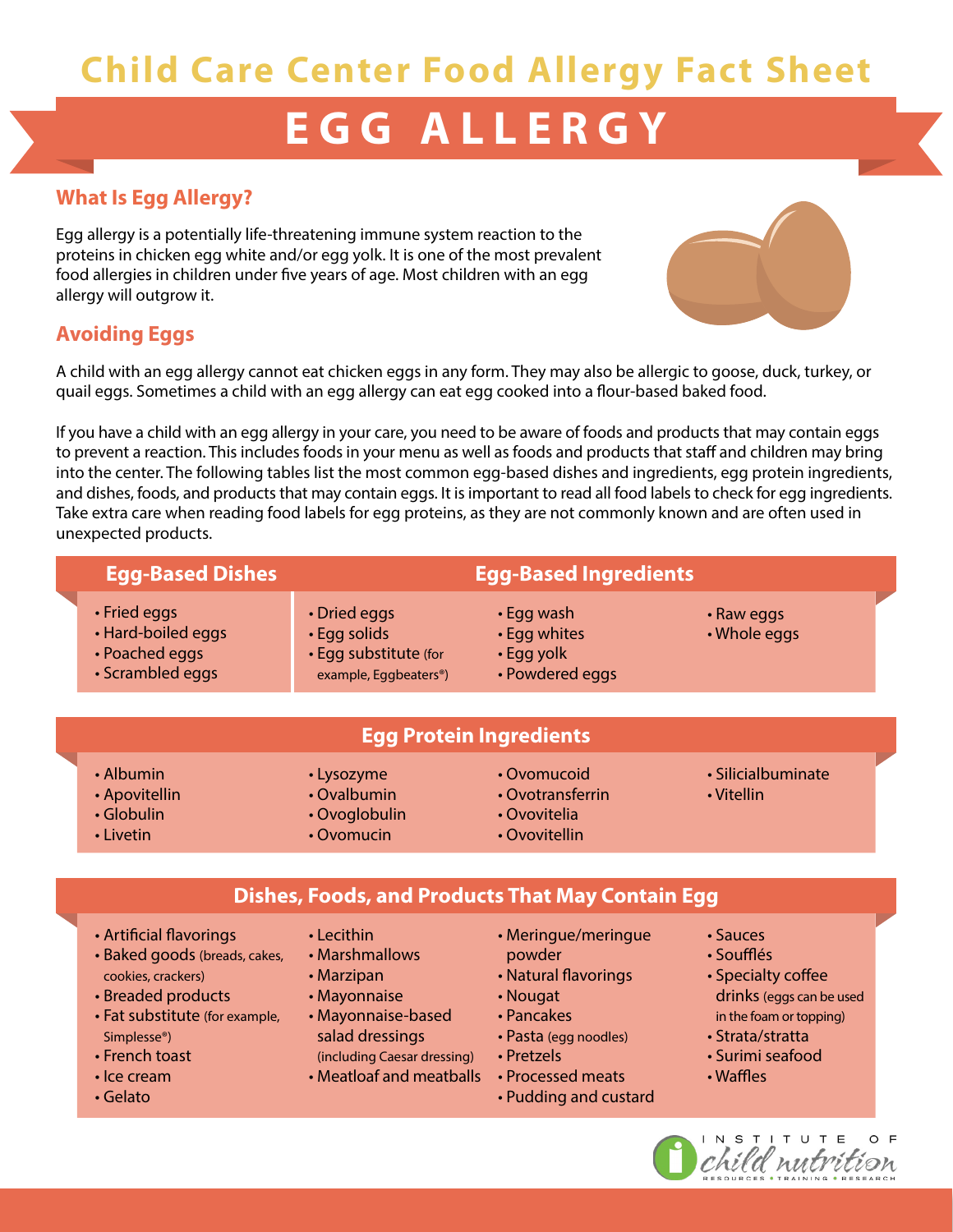# Child Care Center Food Allergy Fact Sheet

# EGG ALLERGY

## What Is Egg Allergy?

Egg allergy is a potentially life-threatening immune system reaction to the proteins in chicken egg white and/or egg yolk. It is one of the most prevalent food allergies in children under five years of age. Most children with an egg allergy will outgrow it.

## Avoiding Eggs

A child with an egg allergy cannot eat chicken eggs in any form. They may also be allergic to goose, duck, turkey, or quail eggs. Sometimes a child with an egg allergy can eat egg cooked into a flour-based baked food.

If you have a child with an egg allergy in your care, you need to be aware of foods and products that may contain eggs to prevent a reaction. This includes foods in your menu as well as foods and products that staff and children may bring into the center. The following tables list the most common egg-based dishes and ingredients, egg protein ingredients, and dishes, foods, and products that may contain eggs. It is important to read all food labels to check for egg ingredients. Take extra care when reading food labels for egg proteins, as they are not commonly known and are often used in unexpected products.

### Egg-Based Dishes

- Fried eggs
- Hard-boiled eggs
- Poached eggs
- Scrambled eggs

### Egg-Based Ingredients

- Dried eggs
- Egg solids
- Egg substitute (for example, Eggbeaters®)
- Egg wash
- Egg whites
- Egg yolk
- Powdered eggs
- Raw eggs
- Whole eggs

### Egg Protein Ingredients

- Albumin
- Apovitellin
- Globulin
- Livetin
- Lysozyme
- Ovalbumin
- Ovoglobulin
- Ovomucin
- Ovomucoid
- Ovotransferrin
- Ovovitelia
- Ovovitellin
- Silicialbuminate
- Vitellin

### Dishes, Foods, and Products That May Contain Egg

- Artificial flavorings
- Baked goods (breads, cakes, cookies, crackers)
- Breaded products
- Fat substitute (for example, Simplesse®)
- French toast
- Ice cream
- Gelato
- Lecithin
- Marshmallows
- Marzipan
- Mayonnaise
- Mayonnaise-based salad dressings (including Caesar dressing)
- Meatloaf and meatballs
- Meringue/meringue powder
- Natural flavorings
- Nougat
- Pancakes
- Pasta (egg noodles)
- Pretzels
- Processed meats
- Pudding and custard
- Sauces
- Soufflés
- Specialty coffee drinks (eggs can be used in the foam or topping)
- Strata/stratta
- Surimi seafood
- Waffles

Institute of Child Nutrition — Resources • Training • Research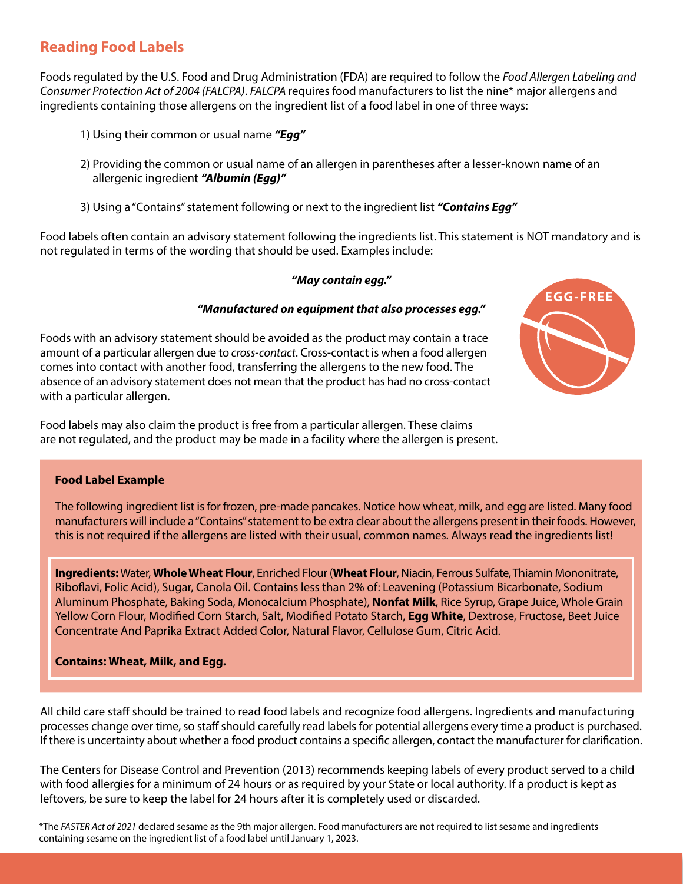## Reading Food Labels

Foods regulated by the U.S. Food and Drug Administration (FDA) are required to follow the *Food Allergen Labeling and Consumer Protection Act of 2004 (FALCPA)*. *FALCPA* requires food manufacturers to list the nine* major allergens and ingredients containing those allergens on the ingredient list of a food label in one of three ways:

1) Using their common or usual name ***"Egg"***

2) Providing the common or usual name of an allergen in parentheses after a lesser-known name of an allergenic ingredient ***"Albumin (Egg)"***

3) Using a "Contains" statement following or next to the ingredient list ***"Contains Egg"***

Food labels often contain an advisory statement following the ingredients list. This statement is NOT mandatory and is not regulated in terms of the wording that should be used. Examples include:

***"May contain egg."***

***"Manufactured on equipment that also processes egg."***

EGG-FREE

Foods with an advisory statement should be avoided as the product may contain a trace amount of a particular allergen due to *cross-contact*. Cross-contact is when a food allergen comes into contact with another food, transferring the allergens to the new food. The absence of an advisory statement does not mean that the product has had no cross-contact with a particular allergen.

Food labels may also claim the product is free from a particular allergen. These claims are not regulated, and the product may be made in a facility where the allergen is present.

**Food Label Example**

The following ingredient list is for frozen, pre-made pancakes. Notice how wheat, milk, and egg are listed. Many food manufacturers will include a "Contains" statement to be extra clear about the allergens present in their foods. However, this is not required if the allergens are listed with their usual, common names. Always read the ingredients list!

**Ingredients:** Water, **Whole Wheat Flour**, Enriched Flour (**Wheat Flour**, Niacin, Ferrous Sulfate, Thiamin Mononitrate, Riboflavi, Folic Acid), Sugar, Canola Oil. Contains less than 2% of: Leavening (Potassium Bicarbonate, Sodium Aluminum Phosphate, Baking Soda, Monocalcium Phosphate), **Nonfat Milk**, Rice Syrup, Grape Juice, Whole Grain Yellow Corn Flour, Modified Corn Starch, Salt, Modified Potato Starch, **Egg White**, Dextrose, Fructose, Beet Juice Concentrate And Paprika Extract Added Color, Natural Flavor, Cellulose Gum, Citric Acid.

**Contains: Wheat, Milk, and Egg.**

All child care staff should be trained to read food labels and recognize food allergens. Ingredients and manufacturing processes change over time, so staff should carefully read labels for potential allergens every time a product is purchased. If there is uncertainty about whether a food product contains a specific allergen, contact the manufacturer for clarification.

The Centers for Disease Control and Prevention (2013) recommends keeping labels of every product served to a child with food allergies for a minimum of 24 hours or as required by your State or local authority. If a product is kept as leftovers, be sure to keep the label for 24 hours after it is completely used or discarded.

*The *FASTER Act of 2021* declared sesame as the 9th major allergen. Food manufacturers are not required to list sesame and ingredients containing sesame on the ingredient list of a food label until January 1, 2023.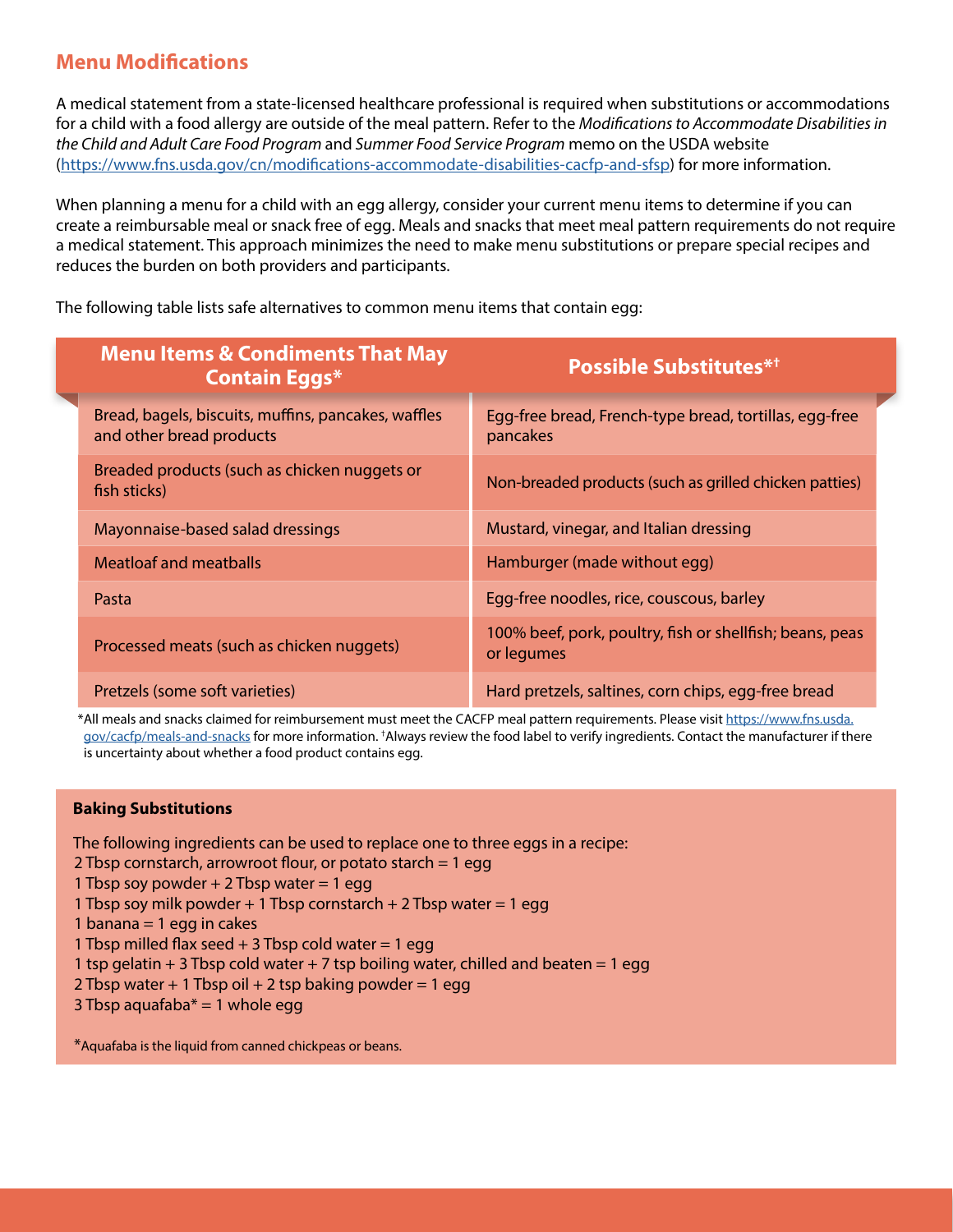## Menu Modifications

A medical statement from a state-licensed healthcare professional is required when substitutions or accommodations for a child with a food allergy are outside of the meal pattern. Refer to the *Modifications to Accommodate Disabilities in the Child and Adult Care Food Program* and *Summer Food Service Program* memo on the USDA website (https://www.fns.usda.gov/cn/modifications-accommodate-disabilities-cacfp-and-sfsp) for more information.

When planning a menu for a child with an egg allergy, consider your current menu items to determine if you can create a reimbursable meal or snack free of egg. Meals and snacks that meet meal pattern requirements do not require a medical statement. This approach minimizes the need to make menu substitutions or prepare special recipes and reduces the burden on both providers and participants.

The following table lists safe alternatives to common menu items that contain egg:

| Menu Items & Condiments That May Contain Eggs* | Possible Substitutes*† |
|---|---|
| Bread, bagels, biscuits, muffins, pancakes, waffles and other bread products | Egg-free bread, French-type bread, tortillas, egg-free pancakes |
| Breaded products (such as chicken nuggets or fish sticks) | Non-breaded products (such as grilled chicken patties) |
| Mayonnaise-based salad dressings | Mustard, vinegar, and Italian dressing |
| Meatloaf and meatballs | Hamburger (made without egg) |
| Pasta | Egg-free noodles, rice, couscous, barley |
| Processed meats (such as chicken nuggets) | 100% beef, pork, poultry, fish or shellfish; beans, peas or legumes |
| Pretzels (some soft varieties) | Hard pretzels, saltines, corn chips, egg-free bread |

*All meals and snacks claimed for reimbursement must meet the CACFP meal pattern requirements. Please visit https://www.fns.usda.gov/cacfp/meals-and-snacks for more information. †Always review the food label to verify ingredients. Contact the manufacturer if there is uncertainty about whether a food product contains egg.

**Baking Substitutions**

The following ingredients can be used to replace one to three eggs in a recipe:
2 Tbsp cornstarch, arrowroot flour, or potato starch = 1 egg
1 Tbsp soy powder + 2 Tbsp water = 1 egg
1 Tbsp soy milk powder + 1 Tbsp cornstarch + 2 Tbsp water = 1 egg
1 banana = 1 egg in cakes
1 Tbsp milled flax seed + 3 Tbsp cold water = 1 egg
1 tsp gelatin + 3 Tbsp cold water + 7 tsp boiling water, chilled and beaten = 1 egg
2 Tbsp water + 1 Tbsp oil + 2 tsp baking powder = 1 egg
3 Tbsp aquafaba* = 1 whole egg

*Aquafaba is the liquid from canned chickpeas or beans.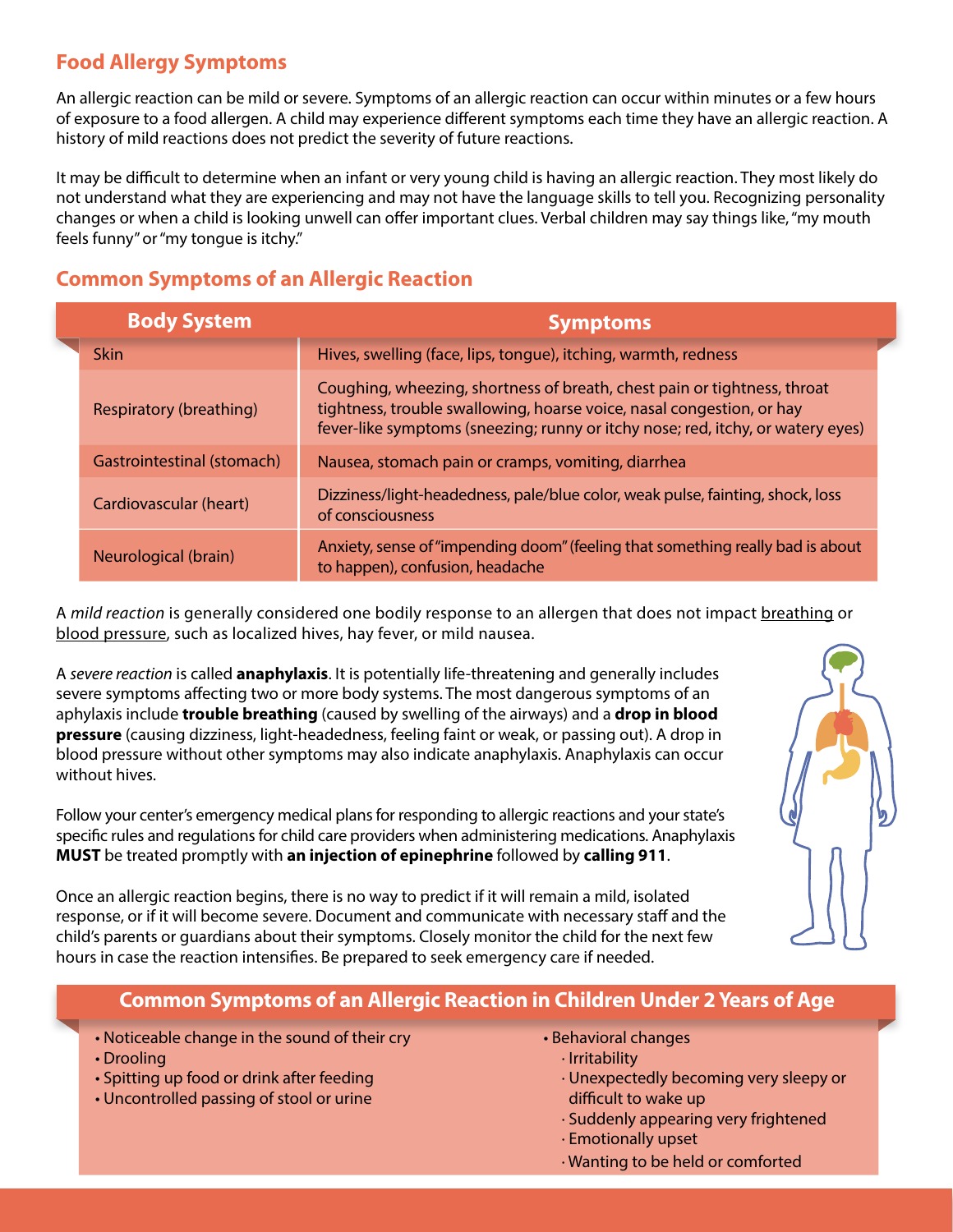## Food Allergy Symptoms

An allergic reaction can be mild or severe. Symptoms of an allergic reaction can occur within minutes or a few hours of exposure to a food allergen. A child may experience different symptoms each time they have an allergic reaction. A history of mild reactions does not predict the severity of future reactions.

It may be difficult to determine when an infant or very young child is having an allergic reaction. They most likely do not understand what they are experiencing and may not have the language skills to tell you. Recognizing personality changes or when a child is looking unwell can offer important clues. Verbal children may say things like, "my mouth feels funny" or "my tongue is itchy."

## Common Symptoms of an Allergic Reaction

| Body System | Symptoms |
|---|---|
| Skin | Hives, swelling (face, lips, tongue), itching, warmth, redness |
| Respiratory (breathing) | Coughing, wheezing, shortness of breath, chest pain or tightness, throat tightness, trouble swallowing, hoarse voice, nasal congestion, or hay fever-like symptoms (sneezing; runny or itchy nose; red, itchy, or watery eyes) |
| Gastrointestinal (stomach) | Nausea, stomach pain or cramps, vomiting, diarrhea |
| Cardiovascular (heart) | Dizziness/light-headedness, pale/blue color, weak pulse, fainting, shock, loss of consciousness |
| Neurological (brain) | Anxiety, sense of "impending doom" (feeling that something really bad is about to happen), confusion, headache |

A *mild reaction* is generally considered one bodily response to an allergen that does not impact breathing or blood pressure, such as localized hives, hay fever, or mild nausea.

A *severe reaction* is called **anaphylaxis**. It is potentially life-threatening and generally includes severe symptoms affecting two or more body systems. The most dangerous symptoms of anaphylaxis include **trouble breathing** (caused by swelling of the airways) and a **drop in blood pressure** (causing dizziness, light-headedness, feeling faint or weak, or passing out). A drop in blood pressure without other symptoms may also indicate anaphylaxis. Anaphylaxis can occur without hives.

Follow your center's emergency medical plans for responding to allergic reactions and your state's specific rules and regulations for child care providers when administering medications. Anaphylaxis **MUST** be treated promptly with **an injection of epinephrine** followed by **calling 911**.

Once an allergic reaction begins, there is no way to predict if it will remain a mild, isolated response, or if it will become severe. Document and communicate with necessary staff and the child's parents or guardians about their symptoms. Closely monitor the child for the next few hours in case the reaction intensifies. Be prepared to seek emergency care if needed.

## Common Symptoms of an Allergic Reaction in Children Under 2 Years of Age

- Noticeable change in the sound of their cry
- Drooling
- Spitting up food or drink after feeding
- Uncontrolled passing of stool or urine
- Behavioral changes
  - Irritability
  - Unexpectedly becoming very sleepy or difficult to wake up
  - Suddenly appearing very frightened
  - Emotionally upset
  - Wanting to be held or comforted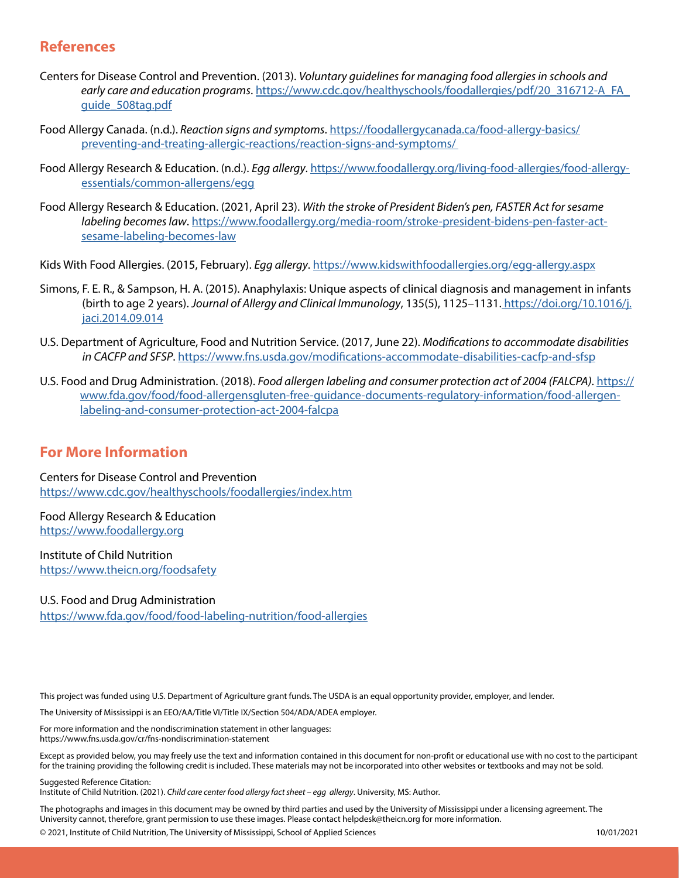## References

Centers for Disease Control and Prevention. (2013). *Voluntary guidelines for managing food allergies in schools and early care and education programs*. https://www.cdc.gov/healthyschools/foodallergies/pdf/20_316712-A_FA_guide_508tag.pdf

Food Allergy Canada. (n.d.). *Reaction signs and symptoms*. https://foodallergycanada.ca/food-allergy-basics/preventing-and-treating-allergic-reactions/reaction-signs-and-symptoms/

Food Allergy Research & Education. (n.d.). *Egg allergy*. https://www.foodallergy.org/living-food-allergies/food-allergy-essentials/common-allergens/egg

Food Allergy Research & Education. (2021, April 23). *With the stroke of President Biden's pen, FASTER Act for sesame labeling becomes law*. https://www.foodallergy.org/media-room/stroke-president-bidens-pen-faster-act-sesame-labeling-becomes-law

Kids With Food Allergies. (2015, February). *Egg allergy*. https://www.kidswithfoodallergies.org/egg-allergy.aspx

Simons, F. E. R., & Sampson, H. A. (2015). Anaphylaxis: Unique aspects of clinical diagnosis and management in infants (birth to age 2 years). *Journal of Allergy and Clinical Immunology*, 135(5), 1125–1131. https://doi.org/10.1016/j.jaci.2014.09.014

U.S. Department of Agriculture, Food and Nutrition Service. (2017, June 22). *Modifications to accommodate disabilities in CACFP and SFSP*. https://www.fns.usda.gov/modifications-accommodate-disabilities-cacfp-and-sfsp

U.S. Food and Drug Administration. (2018). *Food allergen labeling and consumer protection act of 2004 (FALCPA)*. https://www.fda.gov/food/food-allergensgluten-free-guidance-documents-regulatory-information/food-allergen-labeling-and-consumer-protection-act-2004-falcpa

## For More Information

Centers for Disease Control and Prevention
https://www.cdc.gov/healthyschools/foodallergies/index.htm

Food Allergy Research & Education
https://www.foodallergy.org

Institute of Child Nutrition
https://www.theicn.org/foodsafety

U.S. Food and Drug Administration
https://www.fda.gov/food/food-labeling-nutrition/food-allergies

This project was funded using U.S. Department of Agriculture grant funds. The USDA is an equal opportunity provider, employer, and lender.

The University of Mississippi is an EEO/AA/Title VI/Title IX/Section 504/ADA/ADEA employer.

For more information and the nondiscrimination statement in other languages:
https://www.fns.usda.gov/cr/fns-nondiscrimination-statement

Except as provided below, you may freely use the text and information contained in this document for non-profit or educational use with no cost to the participant for the training providing the following credit is included. These materials may not be incorporated into other websites or textbooks and may not be sold.

Suggested Reference Citation:
Institute of Child Nutrition. (2021). *Child care center food allergy fact sheet – egg allergy*. University, MS: Author.

The photographs and images in this document may be owned by third parties and used by the University of Mississippi under a licensing agreement. The University cannot, therefore, grant permission to use these images. Please contact helpdesk@theicn.org for more information.

© 2021, Institute of Child Nutrition, The University of Mississippi, School of Applied Sciences 10/01/2021